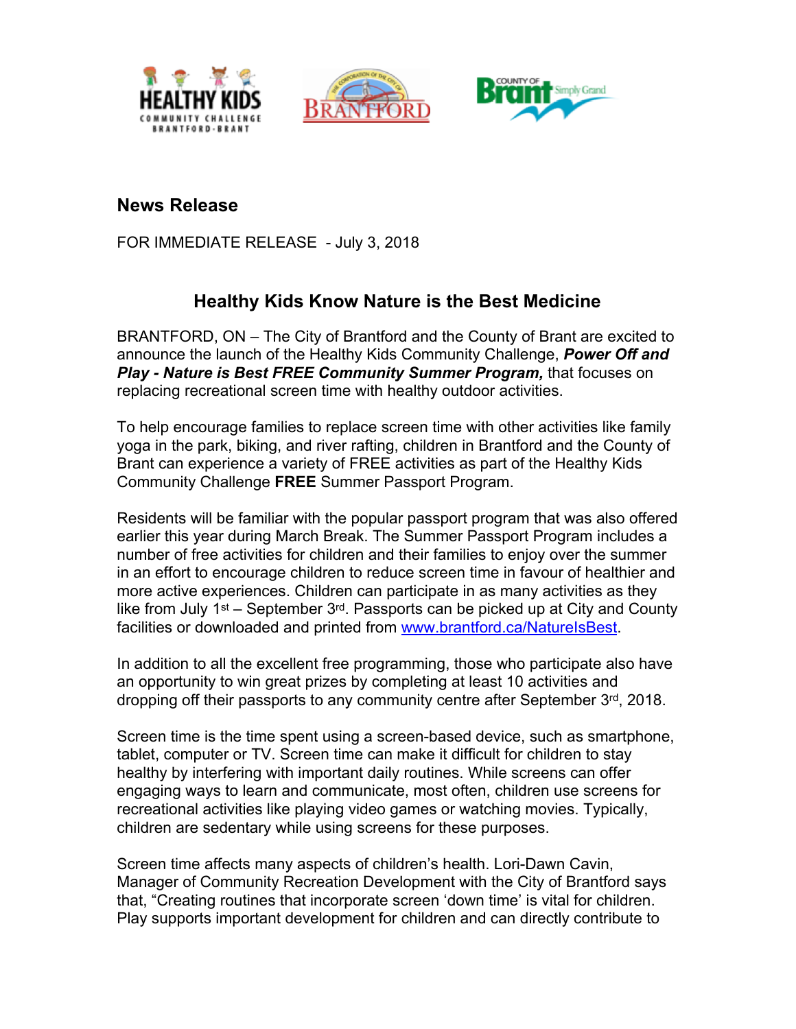## News Release

FOR IMMEDIATE RELEASE - July 3, 2018

### Healthy Kids Know Nature is the Best Medicine

BRANTFORD, ON – The City of Brantford and the County of Brant are excited to announce the launch of the Healthy Kids Community Challenge, ***Power Off and Play - Nature is Best FREE Community Summer Program,*** that focuses on replacing recreational screen time with healthy outdoor activities.

To help encourage families to replace screen time with other activities like family yoga in the park, biking, and river rafting, children in Brantford and the County of Brant can experience a variety of FREE activities as part of the Healthy Kids Community Challenge **FREE** Summer Passport Program.

Residents will be familiar with the popular passport program that was also offered earlier this year during March Break. The Summer Passport Program includes a number of free activities for children and their families to enjoy over the summer in an effort to encourage children to reduce screen time in favour of healthier and more active experiences. Children can participate in as many activities as they like from July 1st – September 3rd. Passports can be picked up at City and County facilities or downloaded and printed from [www.brantford.ca/NatureIsBest](http://www.brantford.ca/NatureIsBest).

In addition to all the excellent free programming, those who participate also have an opportunity to win great prizes by completing at least 10 activities and dropping off their passports to any community centre after September 3rd, 2018.

Screen time is the time spent using a screen-based device, such as smartphone, tablet, computer or TV. Screen time can make it difficult for children to stay healthy by interfering with important daily routines. While screens can offer engaging ways to learn and communicate, most often, children use screens for recreational activities like playing video games or watching movies. Typically, children are sedentary while using screens for these purposes.

Screen time affects many aspects of children's health. Lori-Dawn Cavin, Manager of Community Recreation Development with the City of Brantford says that, "Creating routines that incorporate screen 'down time' is vital for children. Play supports important development for children and can directly contribute to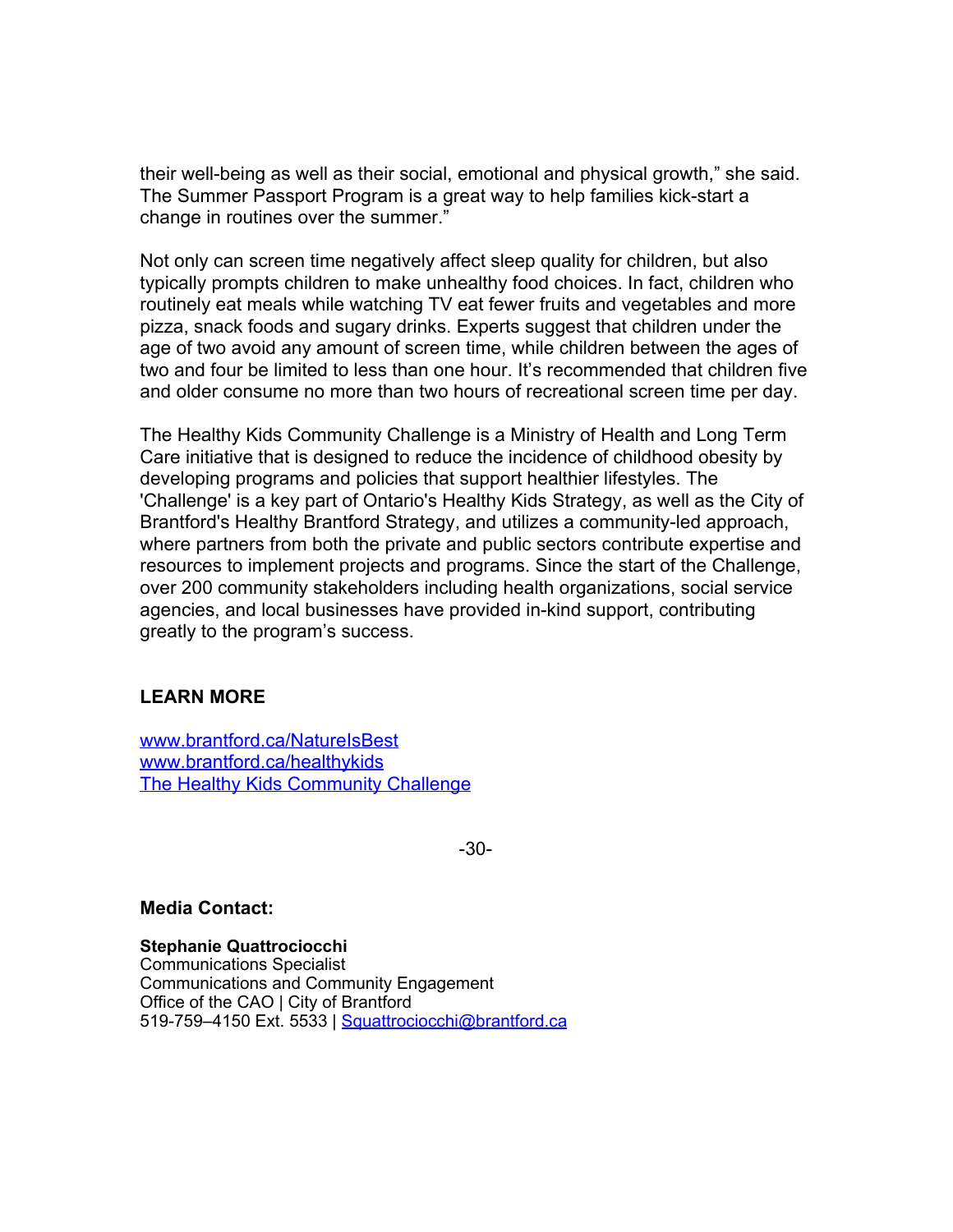their well-being as well as their social, emotional and physical growth," she said. The Summer Passport Program is a great way to help families kick-start a change in routines over the summer."

Not only can screen time negatively affect sleep quality for children, but also typically prompts children to make unhealthy food choices. In fact, children who routinely eat meals while watching TV eat fewer fruits and vegetables and more pizza, snack foods and sugary drinks. Experts suggest that children under the age of two avoid any amount of screen time, while children between the ages of two and four be limited to less than one hour. It's recommended that children five and older consume no more than two hours of recreational screen time per day.

The Healthy Kids Community Challenge is a Ministry of Health and Long Term Care initiative that is designed to reduce the incidence of childhood obesity by developing programs and policies that support healthier lifestyles. The 'Challenge' is a key part of Ontario's Healthy Kids Strategy, as well as the City of Brantford's Healthy Brantford Strategy, and utilizes a community-led approach, where partners from both the private and public sectors contribute expertise and resources to implement projects and programs. Since the start of the Challenge, over 200 community stakeholders including health organizations, social service agencies, and local businesses have provided in-kind support, contributing greatly to the program's success.

**LEARN MORE**

www.brantford.ca/NatureIsBest
www.brantford.ca/healthykids
The Healthy Kids Community Challenge

-30-

**Media Contact:**

**Stephanie Quattrociocchi**
Communications Specialist
Communications and Community Engagement
Office of the CAO | City of Brantford
519-759–4150 Ext. 5533 | Squattrociocchi@brantford.ca